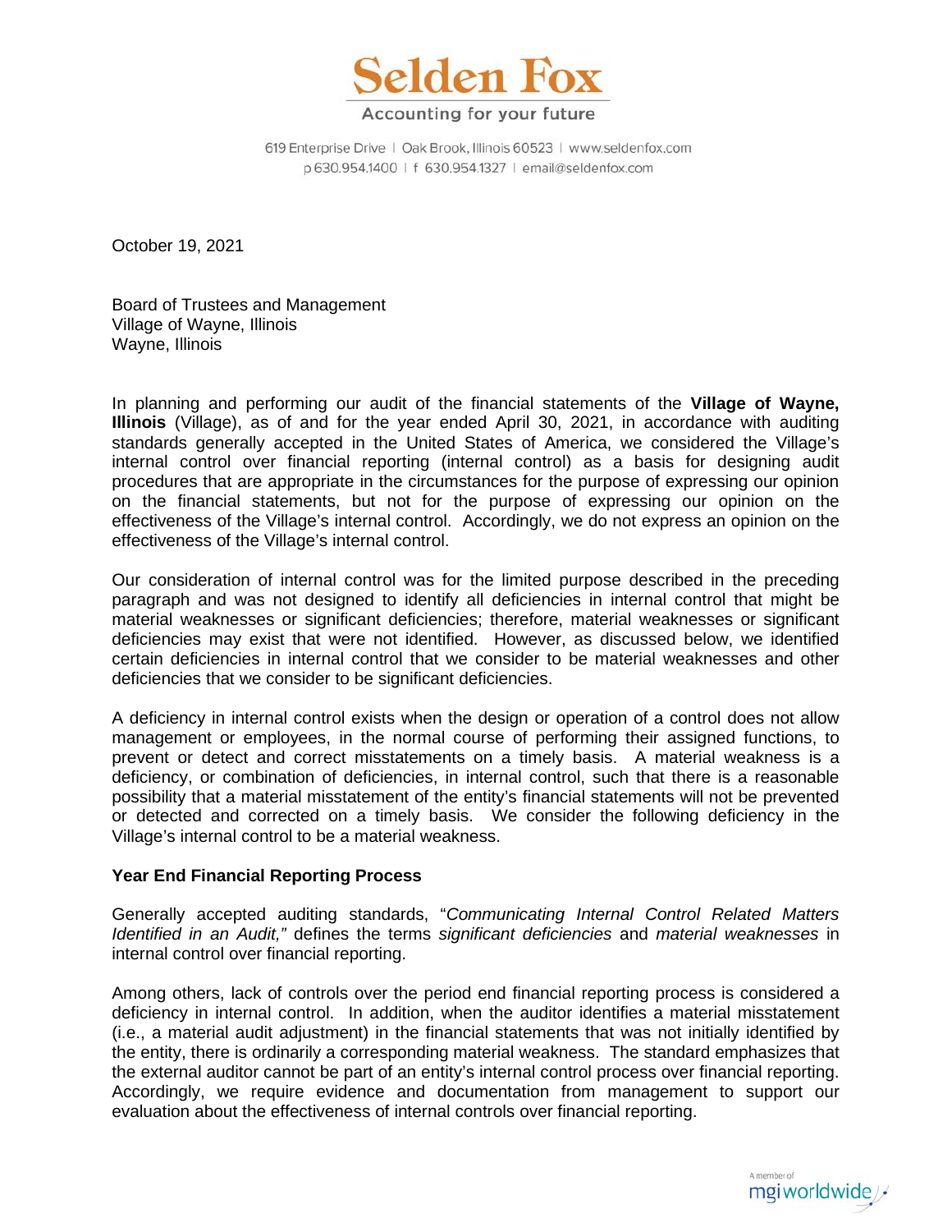# Selden Fox

Accounting for your future

619 Enterprise Drive | Oak Brook, Illinois 60523 | www.seldenfox.com
p 630.954.1400 | f 630.954.1327 | email@seldenfox.com

October 19, 2021

Board of Trustees and Management
Village of Wayne, Illinois
Wayne, Illinois

In planning and performing our audit of the financial statements of the **Village of Wayne, Illinois** (Village), as of and for the year ended April 30, 2021, in accordance with auditing standards generally accepted in the United States of America, we considered the Village's internal control over financial reporting (internal control) as a basis for designing audit procedures that are appropriate in the circumstances for the purpose of expressing our opinion on the financial statements, but not for the purpose of expressing our opinion on the effectiveness of the Village's internal control. Accordingly, we do not express an opinion on the effectiveness of the Village's internal control.

Our consideration of internal control was for the limited purpose described in the preceding paragraph and was not designed to identify all deficiencies in internal control that might be material weaknesses or significant deficiencies; therefore, material weaknesses or significant deficiencies may exist that were not identified. However, as discussed below, we identified certain deficiencies in internal control that we consider to be material weaknesses and other deficiencies that we consider to be significant deficiencies.

A deficiency in internal control exists when the design or operation of a control does not allow management or employees, in the normal course of performing their assigned functions, to prevent or detect and correct misstatements on a timely basis. A material weakness is a deficiency, or combination of deficiencies, in internal control, such that there is a reasonable possibility that a material misstatement of the entity's financial statements will not be prevented or detected and corrected on a timely basis. We consider the following deficiency in the Village's internal control to be a material weakness.

**Year End Financial Reporting Process**

Generally accepted auditing standards, "*Communicating Internal Control Related Matters Identified in an Audit,*" defines the terms *significant deficiencies* and *material weaknesses* in internal control over financial reporting.

Among others, lack of controls over the period end financial reporting process is considered a deficiency in internal control. In addition, when the auditor identifies a material misstatement (i.e., a material audit adjustment) in the financial statements that was not initially identified by the entity, there is ordinarily a corresponding material weakness. The standard emphasizes that the external auditor cannot be part of an entity's internal control process over financial reporting. Accordingly, we require evidence and documentation from management to support our evaluation about the effectiveness of internal controls over financial reporting.

A member of mgiworldwide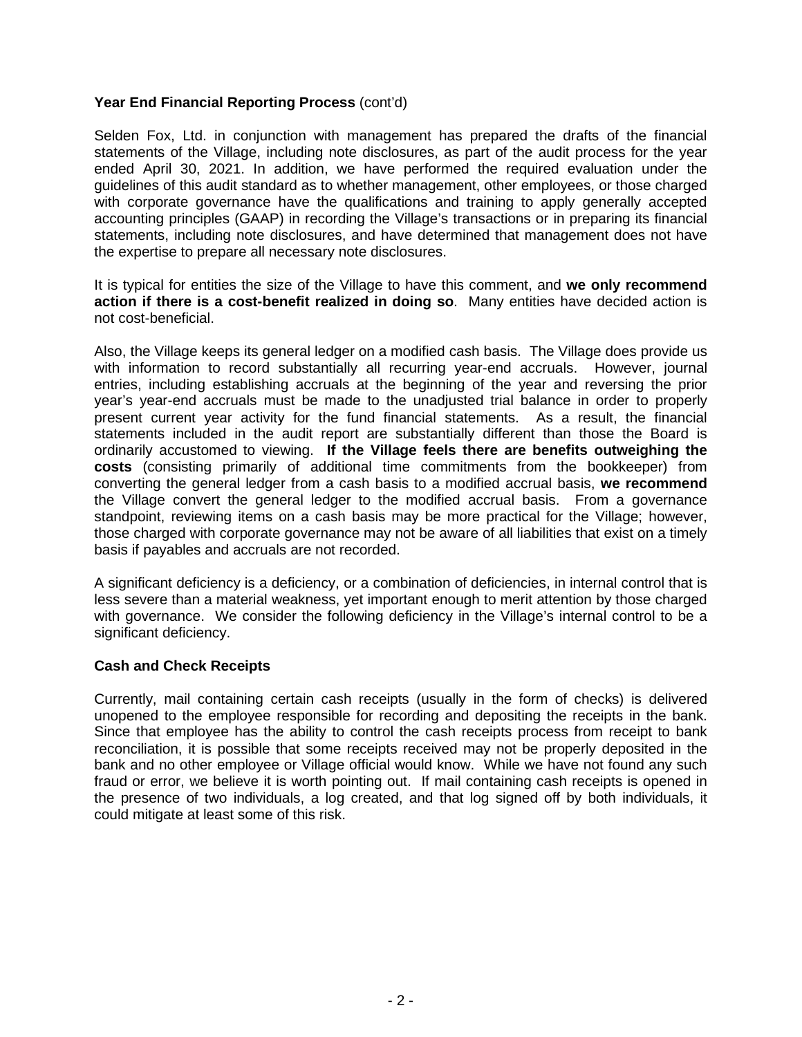**Year End Financial Reporting Process** (cont'd)

Selden Fox, Ltd. in conjunction with management has prepared the drafts of the financial statements of the Village, including note disclosures, as part of the audit process for the year ended April 30, 2021. In addition, we have performed the required evaluation under the guidelines of this audit standard as to whether management, other employees, or those charged with corporate governance have the qualifications and training to apply generally accepted accounting principles (GAAP) in recording the Village's transactions or in preparing its financial statements, including note disclosures, and have determined that management does not have the expertise to prepare all necessary note disclosures.

It is typical for entities the size of the Village to have this comment, and **we only recommend action if there is a cost-benefit realized in doing so**. Many entities have decided action is not cost-beneficial.

Also, the Village keeps its general ledger on a modified cash basis. The Village does provide us with information to record substantially all recurring year-end accruals. However, journal entries, including establishing accruals at the beginning of the year and reversing the prior year's year-end accruals must be made to the unadjusted trial balance in order to properly present current year activity for the fund financial statements. As a result, the financial statements included in the audit report are substantially different than those the Board is ordinarily accustomed to viewing. **If the Village feels there are benefits outweighing the costs** (consisting primarily of additional time commitments from the bookkeeper) from converting the general ledger from a cash basis to a modified accrual basis, **we recommend** the Village convert the general ledger to the modified accrual basis. From a governance standpoint, reviewing items on a cash basis may be more practical for the Village; however, those charged with corporate governance may not be aware of all liabilities that exist on a timely basis if payables and accruals are not recorded.

A significant deficiency is a deficiency, or a combination of deficiencies, in internal control that is less severe than a material weakness, yet important enough to merit attention by those charged with governance. We consider the following deficiency in the Village's internal control to be a significant deficiency.

**Cash and Check Receipts**

Currently, mail containing certain cash receipts (usually in the form of checks) is delivered unopened to the employee responsible for recording and depositing the receipts in the bank. Since that employee has the ability to control the cash receipts process from receipt to bank reconciliation, it is possible that some receipts received may not be properly deposited in the bank and no other employee or Village official would know. While we have not found any such fraud or error, we believe it is worth pointing out. If mail containing cash receipts is opened in the presence of two individuals, a log created, and that log signed off by both individuals, it could mitigate at least some of this risk.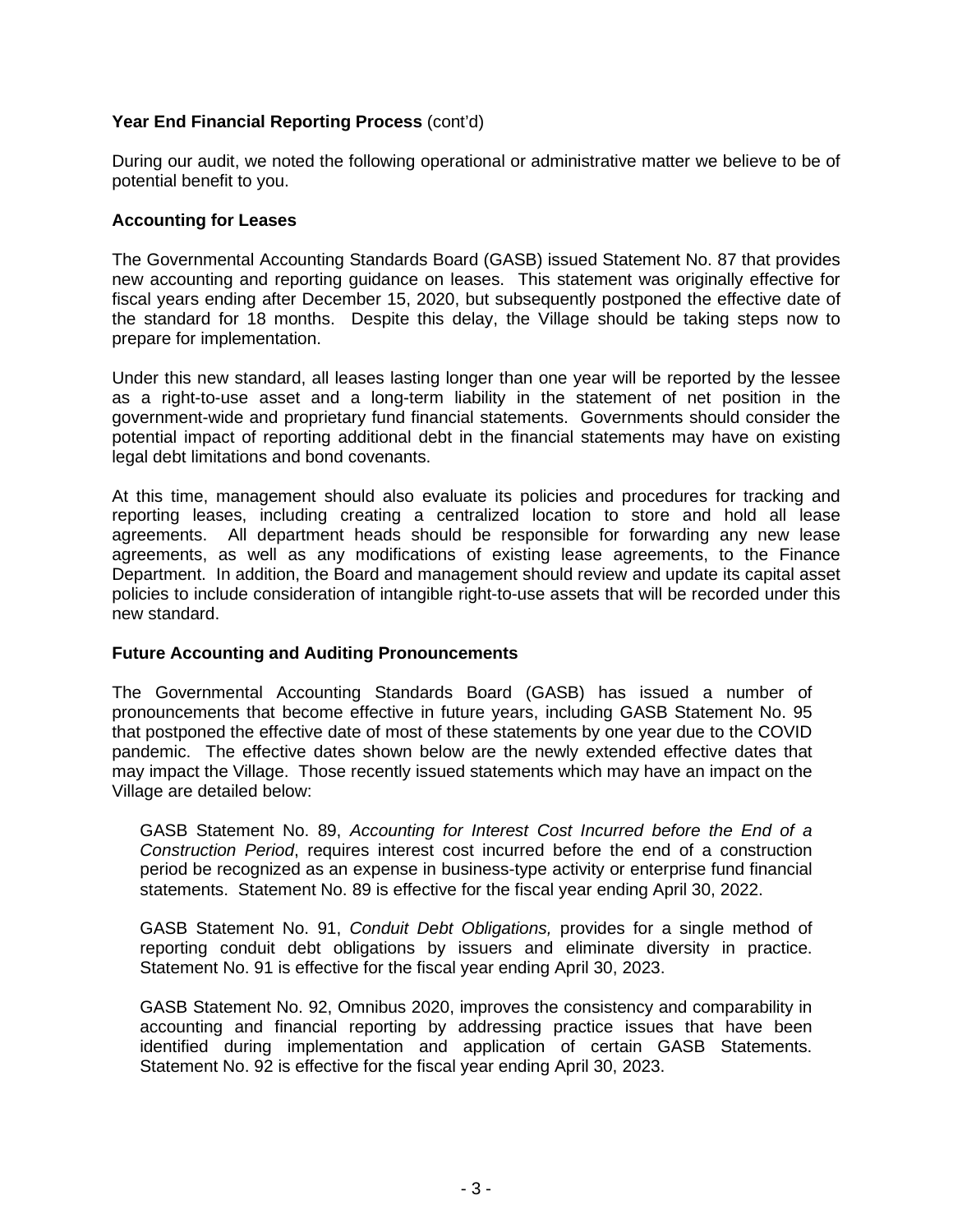**Year End Financial Reporting Process** (cont'd)

During our audit, we noted the following operational or administrative matter we believe to be of potential benefit to you.

**Accounting for Leases**

The Governmental Accounting Standards Board (GASB) issued Statement No. 87 that provides new accounting and reporting guidance on leases. This statement was originally effective for fiscal years ending after December 15, 2020, but subsequently postponed the effective date of the standard for 18 months. Despite this delay, the Village should be taking steps now to prepare for implementation.

Under this new standard, all leases lasting longer than one year will be reported by the lessee as a right-to-use asset and a long-term liability in the statement of net position in the government-wide and proprietary fund financial statements. Governments should consider the potential impact of reporting additional debt in the financial statements may have on existing legal debt limitations and bond covenants.

At this time, management should also evaluate its policies and procedures for tracking and reporting leases, including creating a centralized location to store and hold all lease agreements. All department heads should be responsible for forwarding any new lease agreements, as well as any modifications of existing lease agreements, to the Finance Department. In addition, the Board and management should review and update its capital asset policies to include consideration of intangible right-to-use assets that will be recorded under this new standard.

**Future Accounting and Auditing Pronouncements**

The Governmental Accounting Standards Board (GASB) has issued a number of pronouncements that become effective in future years, including GASB Statement No. 95 that postponed the effective date of most of these statements by one year due to the COVID pandemic. The effective dates shown below are the newly extended effective dates that may impact the Village. Those recently issued statements which may have an impact on the Village are detailed below:

GASB Statement No. 89, *Accounting for Interest Cost Incurred before the End of a Construction Period*, requires interest cost incurred before the end of a construction period be recognized as an expense in business-type activity or enterprise fund financial statements. Statement No. 89 is effective for the fiscal year ending April 30, 2022.

GASB Statement No. 91, *Conduit Debt Obligations,* provides for a single method of reporting conduit debt obligations by issuers and eliminate diversity in practice. Statement No. 91 is effective for the fiscal year ending April 30, 2023.

GASB Statement No. 92, Omnibus 2020, improves the consistency and comparability in accounting and financial reporting by addressing practice issues that have been identified during implementation and application of certain GASB Statements. Statement No. 92 is effective for the fiscal year ending April 30, 2023.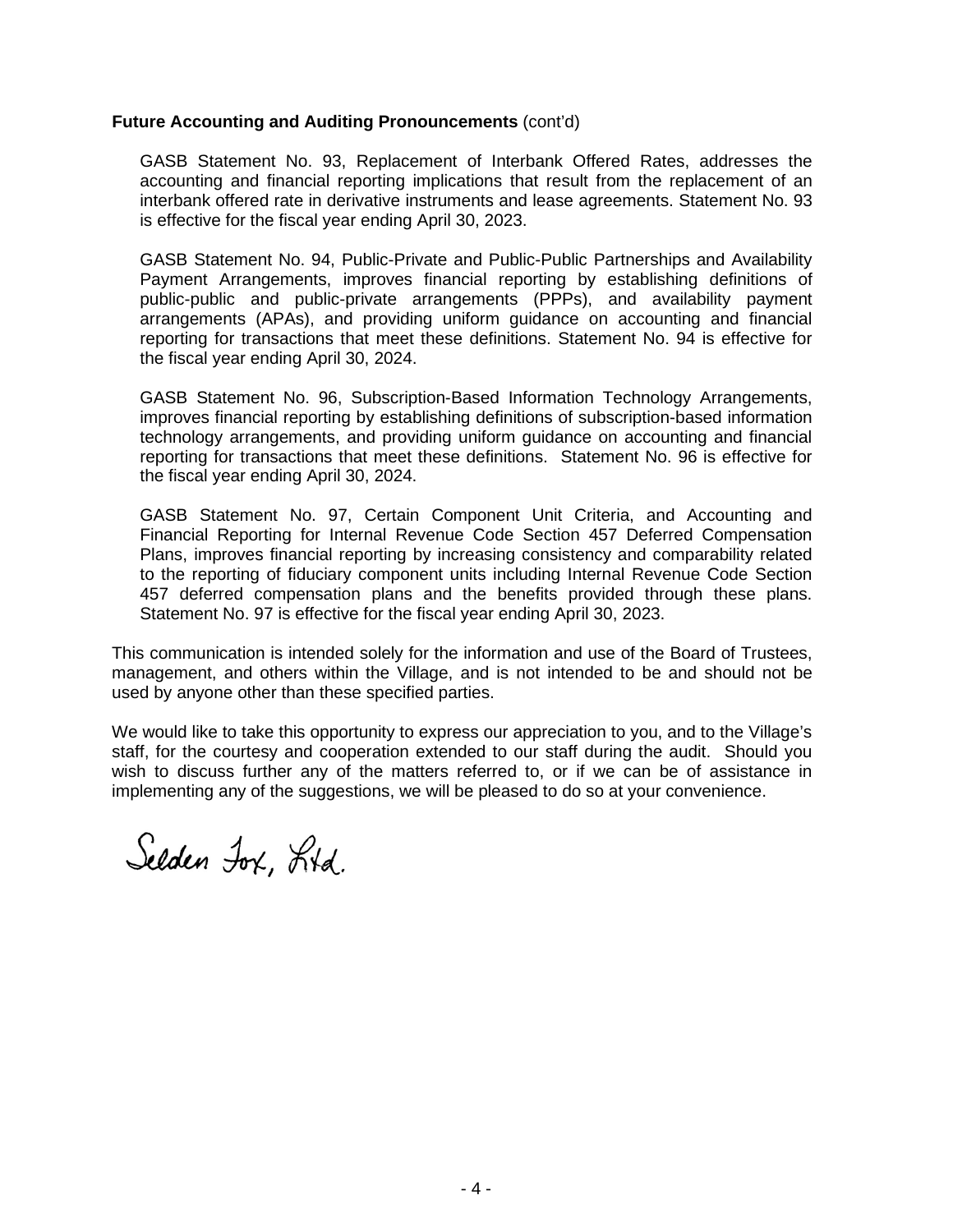**Future Accounting and Auditing Pronouncements** (cont'd)

GASB Statement No. 93, Replacement of Interbank Offered Rates, addresses the accounting and financial reporting implications that result from the replacement of an interbank offered rate in derivative instruments and lease agreements. Statement No. 93 is effective for the fiscal year ending April 30, 2023.

GASB Statement No. 94, Public-Private and Public-Public Partnerships and Availability Payment Arrangements, improves financial reporting by establishing definitions of public-public and public-private arrangements (PPPs), and availability payment arrangements (APAs), and providing uniform guidance on accounting and financial reporting for transactions that meet these definitions. Statement No. 94 is effective for the fiscal year ending April 30, 2024.

GASB Statement No. 96, Subscription-Based Information Technology Arrangements, improves financial reporting by establishing definitions of subscription-based information technology arrangements, and providing uniform guidance on accounting and financial reporting for transactions that meet these definitions. Statement No. 96 is effective for the fiscal year ending April 30, 2024.

GASB Statement No. 97, Certain Component Unit Criteria, and Accounting and Financial Reporting for Internal Revenue Code Section 457 Deferred Compensation Plans, improves financial reporting by increasing consistency and comparability related to the reporting of fiduciary component units including Internal Revenue Code Section 457 deferred compensation plans and the benefits provided through these plans. Statement No. 97 is effective for the fiscal year ending April 30, 2023.

This communication is intended solely for the information and use of the Board of Trustees, management, and others within the Village, and is not intended to be and should not be used by anyone other than these specified parties.

We would like to take this opportunity to express our appreciation to you, and to the Village's staff, for the courtesy and cooperation extended to our staff during the audit. Should you wish to discuss further any of the matters referred to, or if we can be of assistance in implementing any of the suggestions, we will be pleased to do so at your convenience.

Selden Fox, Ltd.